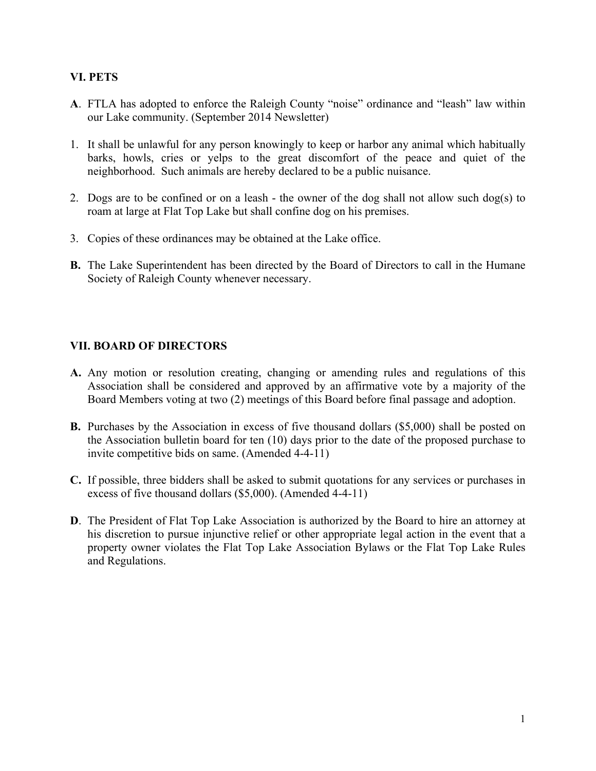## VI. PETS

**A**. FTLA has adopted to enforce the Raleigh County "noise" ordinance and "leash" law within our Lake community. (September 2014 Newsletter)

1. It shall be unlawful for any person knowingly to keep or harbor any animal which habitually barks, howls, cries or yelps to the great discomfort of the peace and quiet of the neighborhood. Such animals are hereby declared to be a public nuisance.
2. Dogs are to be confined or on a leash - the owner of the dog shall not allow such dog(s) to roam at large at Flat Top Lake but shall confine dog on his premises.
3. Copies of these ordinances may be obtained at the Lake office.

**B.** The Lake Superintendent has been directed by the Board of Directors to call in the Humane Society of Raleigh County whenever necessary.

## VII. BOARD OF DIRECTORS

**A.** Any motion or resolution creating, changing or amending rules and regulations of this Association shall be considered and approved by an affirmative vote by a majority of the Board Members voting at two (2) meetings of this Board before final passage and adoption.

**B.** Purchases by the Association in excess of five thousand dollars ($5,000) shall be posted on the Association bulletin board for ten (10) days prior to the date of the proposed purchase to invite competitive bids on same. (Amended 4-4-11)

**C.** If possible, three bidders shall be asked to submit quotations for any services or purchases in excess of five thousand dollars ($5,000). (Amended 4-4-11)

**D**. The President of Flat Top Lake Association is authorized by the Board to hire an attorney at his discretion to pursue injunctive relief or other appropriate legal action in the event that a property owner violates the Flat Top Lake Association Bylaws or the Flat Top Lake Rules and Regulations.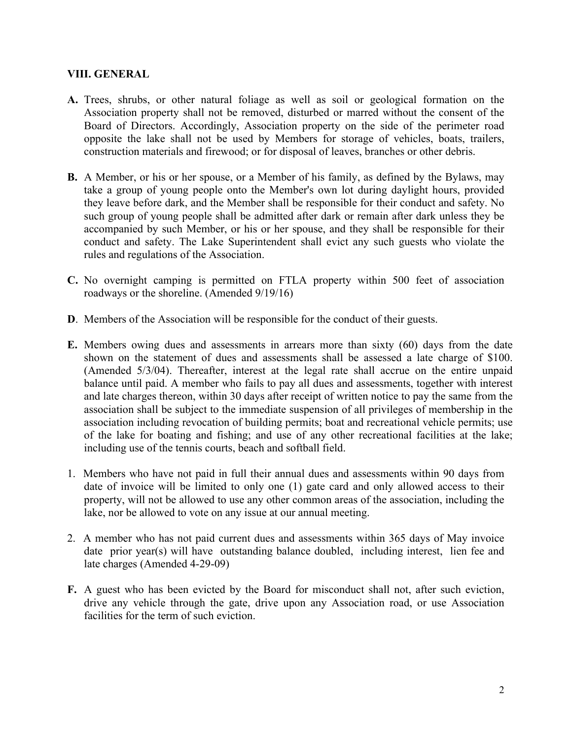### VIII. GENERAL

**A.** Trees, shrubs, or other natural foliage as well as soil or geological formation on the Association property shall not be removed, disturbed or marred without the consent of the Board of Directors. Accordingly, Association property on the side of the perimeter road opposite the lake shall not be used by Members for storage of vehicles, boats, trailers, construction materials and firewood; or for disposal of leaves, branches or other debris.

**B.** A Member, or his or her spouse, or a Member of his family, as defined by the Bylaws, may take a group of young people onto the Member's own lot during daylight hours, provided they leave before dark, and the Member shall be responsible for their conduct and safety. No such group of young people shall be admitted after dark or remain after dark unless they be accompanied by such Member, or his or her spouse, and they shall be responsible for their conduct and safety. The Lake Superintendent shall evict any such guests who violate the rules and regulations of the Association.

**C.** No overnight camping is permitted on FTLA property within 500 feet of association roadways or the shoreline. (Amended 9/19/16)

**D**. Members of the Association will be responsible for the conduct of their guests.

**E.** Members owing dues and assessments in arrears more than sixty (60) days from the date shown on the statement of dues and assessments shall be assessed a late charge of $100. (Amended 5/3/04). Thereafter, interest at the legal rate shall accrue on the entire unpaid balance until paid. A member who fails to pay all dues and assessments, together with interest and late charges thereon, within 30 days after receipt of written notice to pay the same from the association shall be subject to the immediate suspension of all privileges of membership in the association including revocation of building permits; boat and recreational vehicle permits; use of the lake for boating and fishing; and use of any other recreational facilities at the lake; including use of the tennis courts, beach and softball field.

1. Members who have not paid in full their annual dues and assessments within 90 days from date of invoice will be limited to only one (1) gate card and only allowed access to their property, will not be allowed to use any other common areas of the association, including the lake, nor be allowed to vote on any issue at our annual meeting.

2. A member who has not paid current dues and assessments within 365 days of May invoice date prior year(s) will have outstanding balance doubled, including interest, lien fee and late charges (Amended 4-29-09)

**F.** A guest who has been evicted by the Board for misconduct shall not, after such eviction, drive any vehicle through the gate, drive upon any Association road, or use Association facilities for the term of such eviction.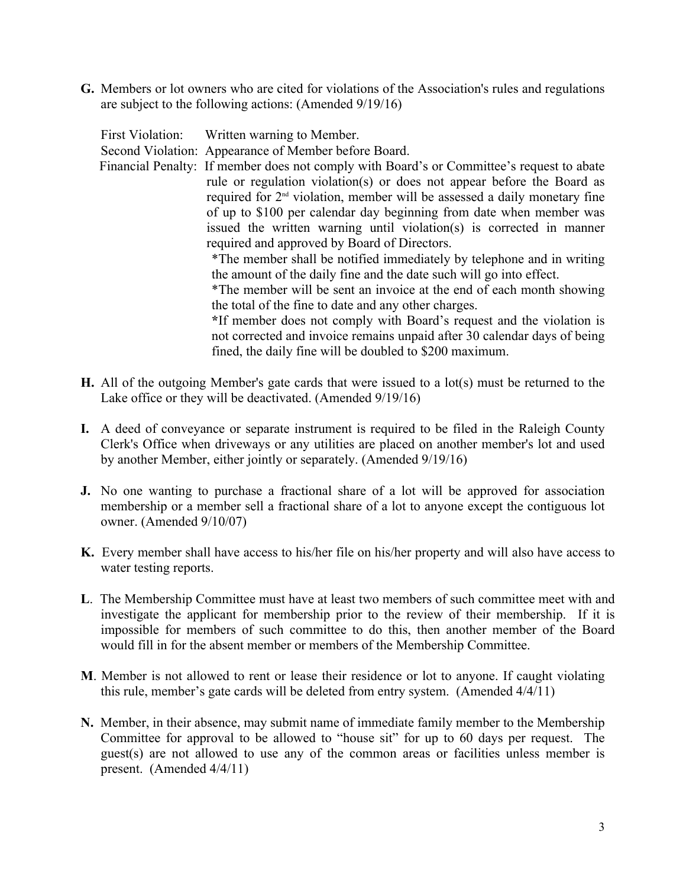**G.** Members or lot owners who are cited for violations of the Association's rules and regulations are subject to the following actions: (Amended 9/19/16)

First Violation: Written warning to Member.

Second Violation: Appearance of Member before Board.

Financial Penalty: If member does not comply with Board's or Committee's request to abate rule or regulation violation(s) or does not appear before the Board as required for 2nd violation, member will be assessed a daily monetary fine of up to $100 per calendar day beginning from date when member was issued the written warning until violation(s) is corrected in manner required and approved by Board of Directors.

*The member shall be notified immediately by telephone and in writing the amount of the daily fine and the date such will go into effect.

*The member will be sent an invoice at the end of each month showing the total of the fine to date and any other charges.

*If member does not comply with Board's request and the violation is not corrected and invoice remains unpaid after 30 calendar days of being fined, the daily fine will be doubled to $200 maximum.

**H.** All of the outgoing Member's gate cards that were issued to a lot(s) must be returned to the Lake office or they will be deactivated. (Amended 9/19/16)

**I.** A deed of conveyance or separate instrument is required to be filed in the Raleigh County Clerk's Office when driveways or any utilities are placed on another member's lot and used by another Member, either jointly or separately. (Amended 9/19/16)

**J.** No one wanting to purchase a fractional share of a lot will be approved for association membership or a member sell a fractional share of a lot to anyone except the contiguous lot owner. (Amended 9/10/07)

**K.** Every member shall have access to his/her file on his/her property and will also have access to water testing reports.

**L**. The Membership Committee must have at least two members of such committee meet with and investigate the applicant for membership prior to the review of their membership. If it is impossible for members of such committee to do this, then another member of the Board would fill in for the absent member or members of the Membership Committee.

**M**. Member is not allowed to rent or lease their residence or lot to anyone. If caught violating this rule, member's gate cards will be deleted from entry system. (Amended 4/4/11)

**N.** Member, in their absence, may submit name of immediate family member to the Membership Committee for approval to be allowed to "house sit" for up to 60 days per request. The guest(s) are not allowed to use any of the common areas or facilities unless member is present. (Amended 4/4/11)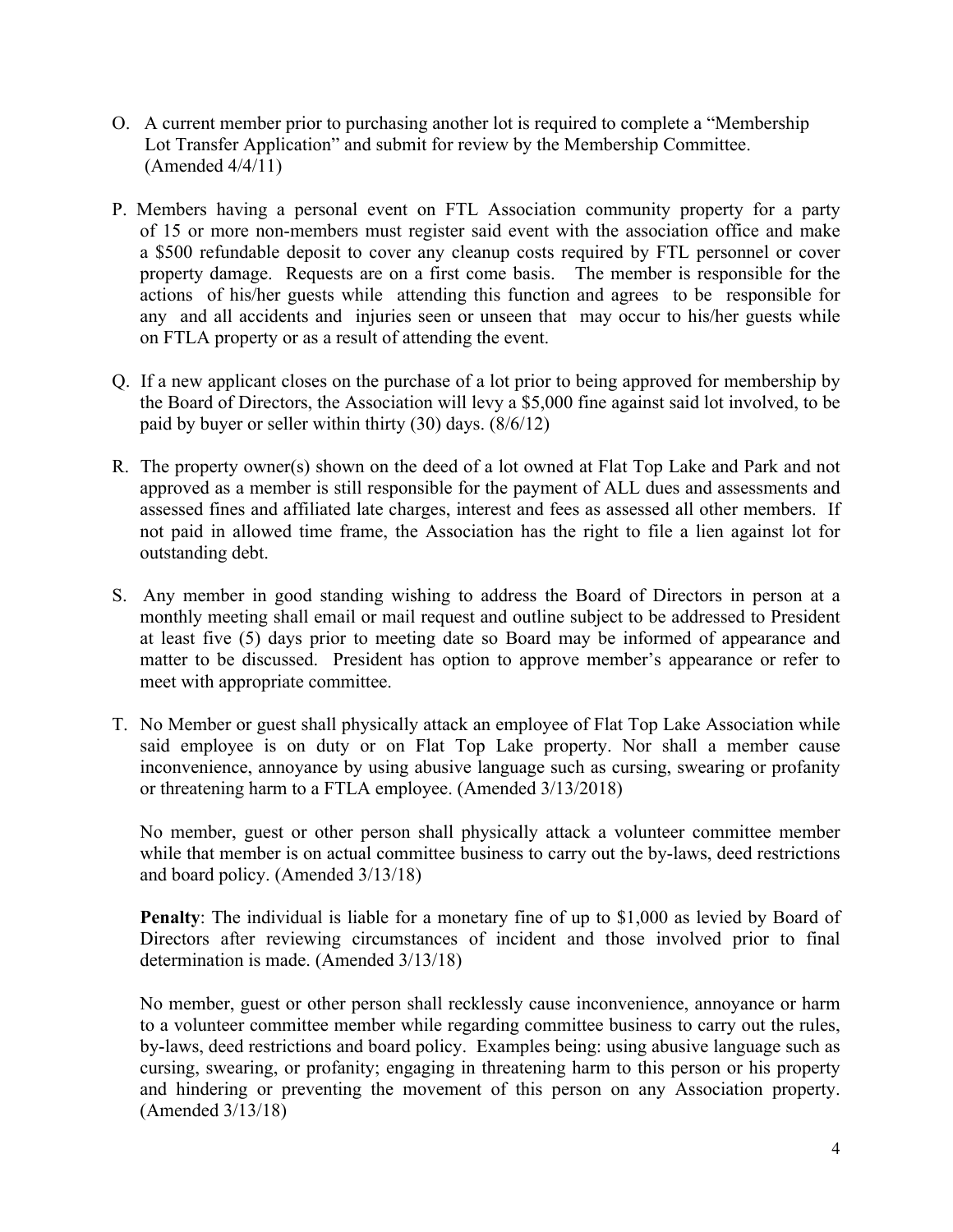O. A current member prior to purchasing another lot is required to complete a "Membership Lot Transfer Application" and submit for review by the Membership Committee. (Amended 4/4/11)

P. Members having a personal event on FTL Association community property for a party of 15 or more non-members must register said event with the association office and make a $500 refundable deposit to cover any cleanup costs required by FTL personnel or cover property damage. Requests are on a first come basis. The member is responsible for the actions of his/her guests while attending this function and agrees to be responsible for any and all accidents and injuries seen or unseen that may occur to his/her guests while on FTLA property or as a result of attending the event.

Q. If a new applicant closes on the purchase of a lot prior to being approved for membership by the Board of Directors, the Association will levy a $5,000 fine against said lot involved, to be paid by buyer or seller within thirty (30) days. (8/6/12)

R. The property owner(s) shown on the deed of a lot owned at Flat Top Lake and Park and not approved as a member is still responsible for the payment of ALL dues and assessments and assessed fines and affiliated late charges, interest and fees as assessed all other members. If not paid in allowed time frame, the Association has the right to file a lien against lot for outstanding debt.

S. Any member in good standing wishing to address the Board of Directors in person at a monthly meeting shall email or mail request and outline subject to be addressed to President at least five (5) days prior to meeting date so Board may be informed of appearance and matter to be discussed. President has option to approve member's appearance or refer to meet with appropriate committee.

T. No Member or guest shall physically attack an employee of Flat Top Lake Association while said employee is on duty or on Flat Top Lake property. Nor shall a member cause inconvenience, annoyance by using abusive language such as cursing, swearing or profanity or threatening harm to a FTLA employee. (Amended 3/13/2018)

   No member, guest or other person shall physically attack a volunteer committee member while that member is on actual committee business to carry out the by-laws, deed restrictions and board policy. (Amended 3/13/18)

   **Penalty**: The individual is liable for a monetary fine of up to $1,000 as levied by Board of Directors after reviewing circumstances of incident and those involved prior to final determination is made. (Amended 3/13/18)

   No member, guest or other person shall recklessly cause inconvenience, annoyance or harm to a volunteer committee member while regarding committee business to carry out the rules, by-laws, deed restrictions and board policy. Examples being: using abusive language such as cursing, swearing, or profanity; engaging in threatening harm to this person or his property and hindering or preventing the movement of this person on any Association property. (Amended 3/13/18)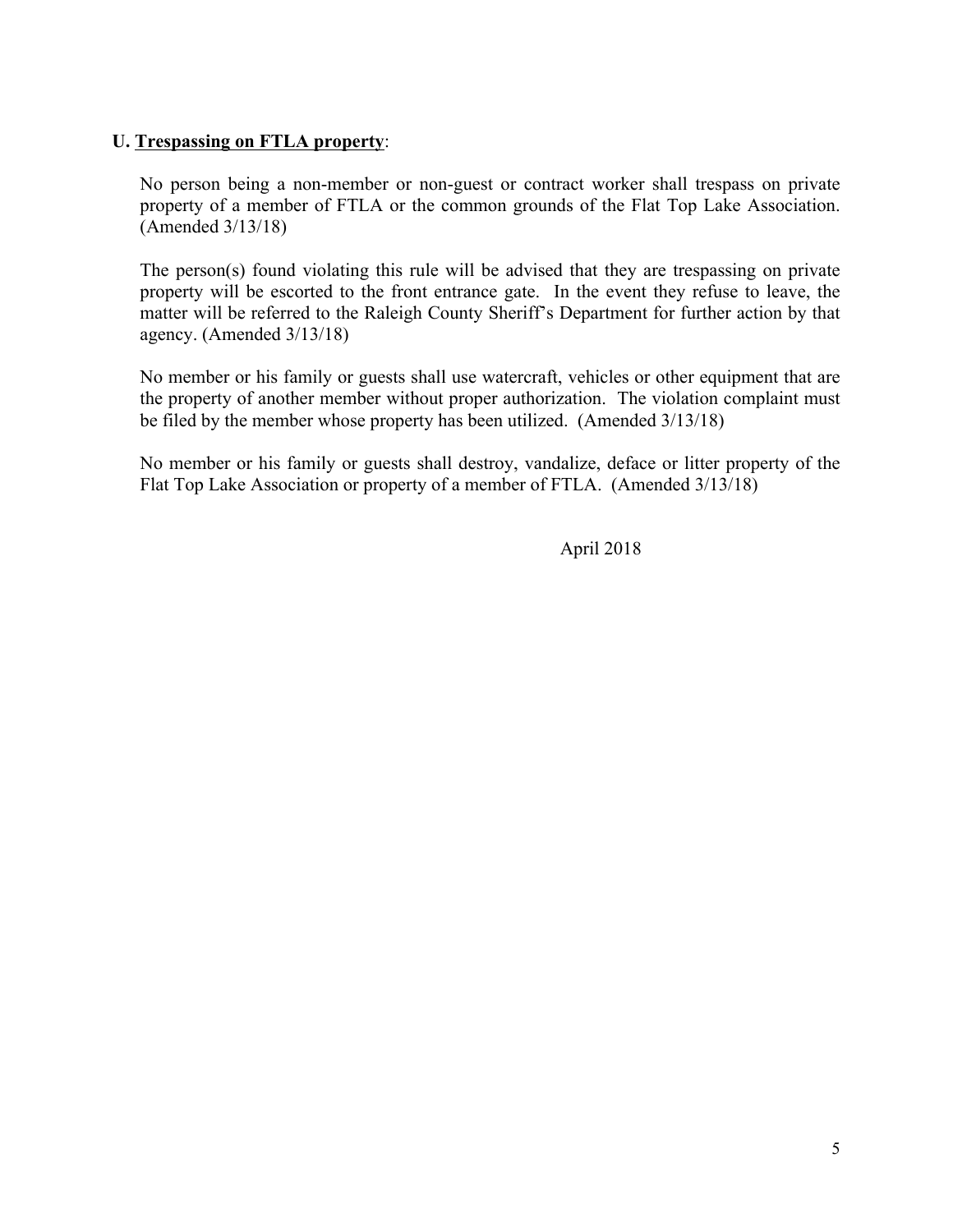**U. <u>Trespassing on FTLA property</u>:**

No person being a non-member or non-guest or contract worker shall trespass on private property of a member of FTLA or the common grounds of the Flat Top Lake Association. (Amended 3/13/18)

The person(s) found violating this rule will be advised that they are trespassing on private property will be escorted to the front entrance gate. In the event they refuse to leave, the matter will be referred to the Raleigh County Sheriff's Department for further action by that agency. (Amended 3/13/18)

No member or his family or guests shall use watercraft, vehicles or other equipment that are the property of another member without proper authorization. The violation complaint must be filed by the member whose property has been utilized. (Amended 3/13/18)

No member or his family or guests shall destroy, vandalize, deface or litter property of the Flat Top Lake Association or property of a member of FTLA. (Amended 3/13/18)

April 2018